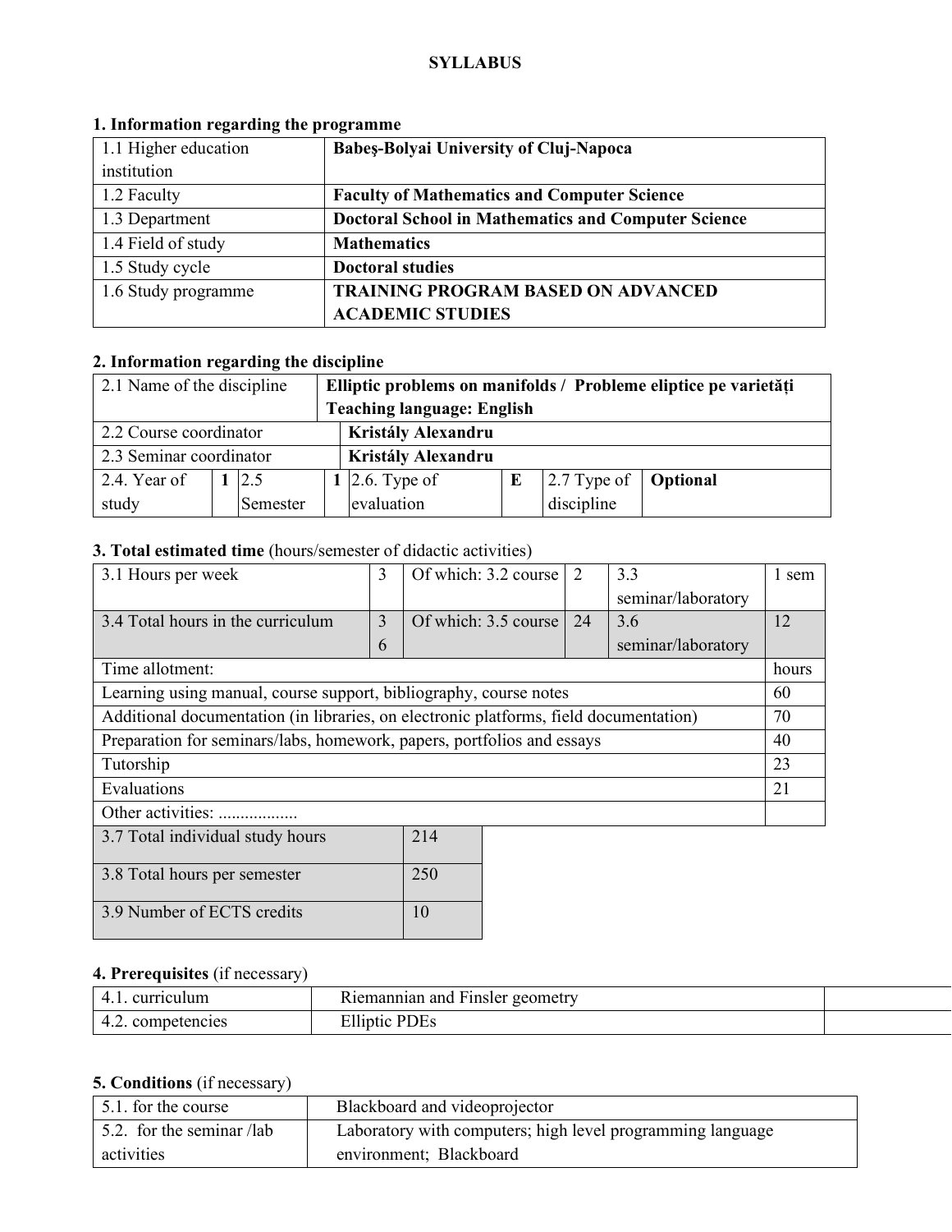**SYLLABUS**

## 1. Information regarding the programme

| | |
|---|---|
| 1.1 Higher education institution | **Babeş-Bolyai University of Cluj-Napoca** |
| 1.2 Faculty | **Faculty of Mathematics and Computer Science** |
| 1.3 Department | **Doctoral School in Mathematics and Computer Science** |
| 1.4 Field of study | **Mathematics** |
| 1.5 Study cycle | **Doctoral studies** |
| 1.6 Study programme | **TRAINING PROGRAM BASED ON ADVANCED ACADEMIC STUDIES** |

## 2. Information regarding the discipline

| | | | | | | | |
|---|---|---|---|---|---|---|---|
| 2.1 Name of the discipline | **Elliptic problems on manifolds / Probleme eliptice pe varietăți Teaching language: English** | | | | | | |
| 2.2 Course coordinator | **Kristály Alexandru** | | | | | | |
| 2.3 Seminar coordinator | **Kristály Alexandru** | | | | | | |
| 2.4. Year of study | **1** | 2.5 Semester | **1** | 2.6. Type of evaluation | **E** | 2.7 Type of discipline | **Optional** |

## 3. Total estimated time (hours/semester of didactic activities)

| | | | | | |
|---|---|---|---|---|---|
| 3.1 Hours per week | 3 | Of which: 3.2 course | 2 | 3.3 seminar/laboratory | 1 sem |
| 3.4 Total hours in the curriculum | 36 | Of which: 3.5 course | 24 | 3.6 seminar/laboratory | 12 |
| Time allotment: | | | | | hours |
| Learning using manual, course support, bibliography, course notes | | | | | 60 |
| Additional documentation (in libraries, on electronic platforms, field documentation) | | | | | 70 |
| Preparation for seminars/labs, homework, papers, portfolios and essays | | | | | 40 |
| Tutorship | | | | | 23 |
| Evaluations | | | | | 21 |
| Other activities: .................. | | | | | |

| | |
|---|---|
| 3.7 Total individual study hours | 214 |
| 3.8 Total hours per semester | 250 |
| 3.9 Number of ECTS credits | 10 |

## 4. Prerequisites (if necessary)

| | | |
|---|---|---|
| 4.1. curriculum | Riemannian and Finsler geometry | |
| 4.2. competencies | Elliptic PDEs | |

## 5. Conditions (if necessary)

| | |
|---|---|
| 5.1. for the course | Blackboard and videoprojector |
| 5.2. for the seminar /lab activities | Laboratory with computers; high level programming language environment; Blackboard |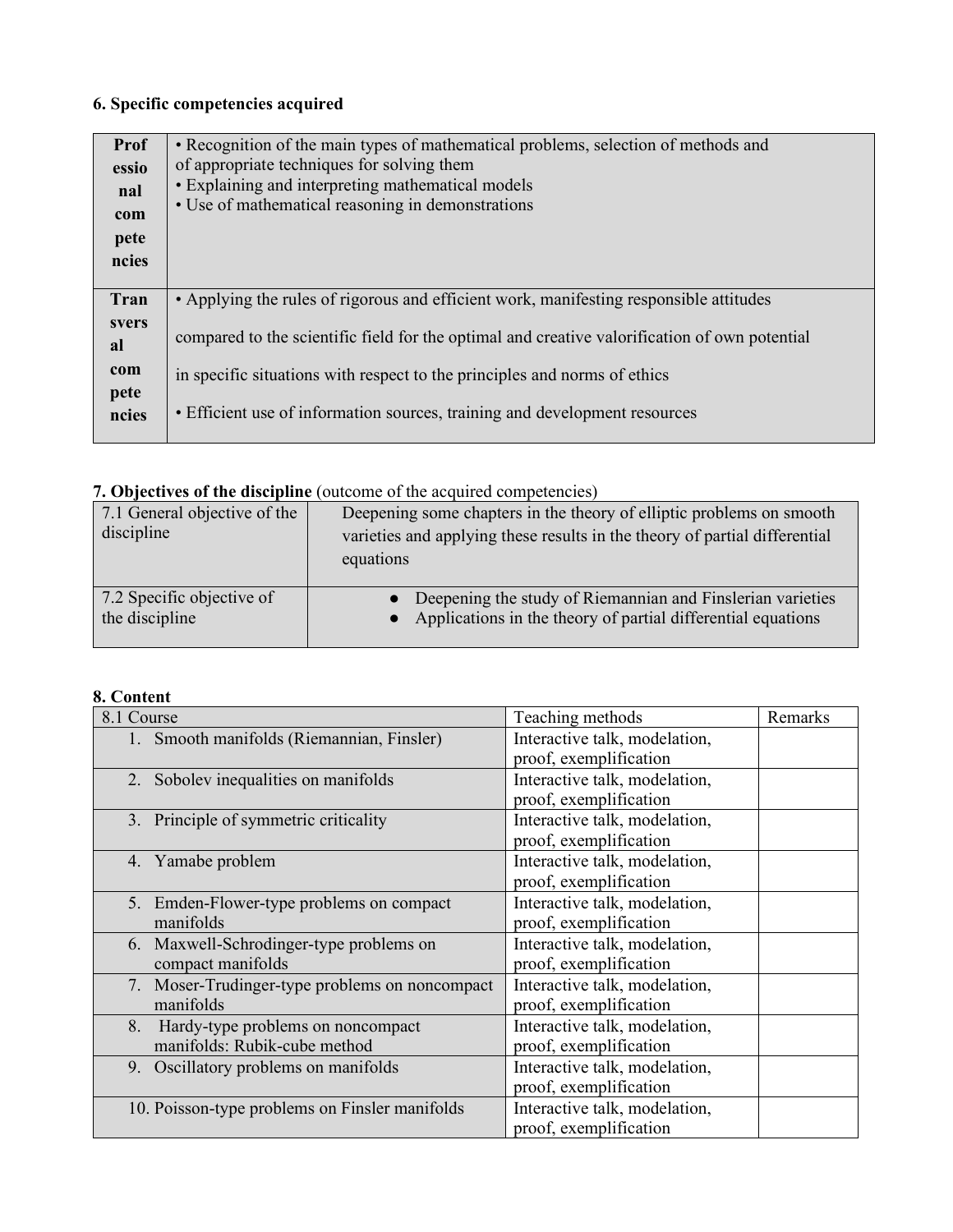### 6. Specific competencies acquired

| | |
|---|---|
| **Professional competencies** | • Recognition of the main types of mathematical problems, selection of methods and of appropriate techniques for solving them<br>• Explaining and interpreting mathematical models<br>• Use of mathematical reasoning in demonstrations |
| **Transversal competencies** | • Applying the rules of rigorous and efficient work, manifesting responsible attitudes compared to the scientific field for the optimal and creative valorification of own potential in specific situations with respect to the principles and norms of ethics<br>• Efficient use of information sources, training and development resources |

### 7. Objectives of the discipline (outcome of the acquired competencies)

| | |
|---|---|
| 7.1 General objective of the discipline | Deepening some chapters in the theory of elliptic problems on smooth varieties and applying these results in the theory of partial differential equations |
| 7.2 Specific objective of the discipline | ● Deepening the study of Riemannian and Finslerian varieties<br>● Applications in the theory of partial differential equations |

### 8. Content

| 8.1 Course | Teaching methods | Remarks |
|---|---|---|
| 1. Smooth manifolds (Riemannian, Finsler) | Interactive talk, modelation, proof, exemplification | |
| 2. Sobolev inequalities on manifolds | Interactive talk, modelation, proof, exemplification | |
| 3. Principle of symmetric criticality | Interactive talk, modelation, proof, exemplification | |
| 4. Yamabe problem | Interactive talk, modelation, proof, exemplification | |
| 5. Emden-Flower-type problems on compact manifolds | Interactive talk, modelation, proof, exemplification | |
| 6. Maxwell-Schrodinger-type problems on compact manifolds | Interactive talk, modelation, proof, exemplification | |
| 7. Moser-Trudinger-type problems on noncompact manifolds | Interactive talk, modelation, proof, exemplification | |
| 8. Hardy-type problems on noncompact manifolds: Rubik-cube method | Interactive talk, modelation, proof, exemplification | |
| 9. Oscillatory problems on manifolds | Interactive talk, modelation, proof, exemplification | |
| 10. Poisson-type problems on Finsler manifolds | Interactive talk, modelation, proof, exemplification | |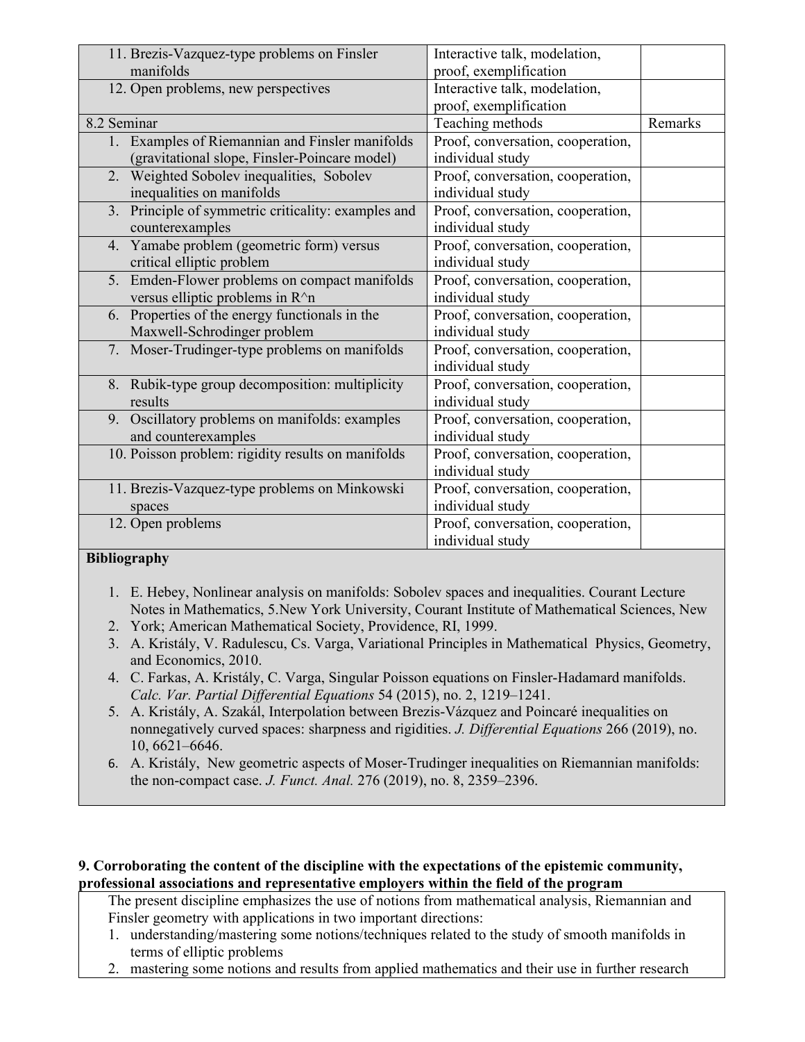| | | |
|---|---|---|
| 11. Brezis-Vazquez-type problems on Finsler manifolds | Interactive talk, modelation, proof, exemplification | |
| 12. Open problems, new perspectives | Interactive talk, modelation, proof, exemplification | |
| 8.2 Seminar | Teaching methods | Remarks |
| 1. Examples of Riemannian and Finsler manifolds (gravitational slope, Finsler-Poincare model) | Proof, conversation, cooperation, individual study | |
| 2. Weighted Sobolev inequalities, Sobolev inequalities on manifolds | Proof, conversation, cooperation, individual study | |
| 3. Principle of symmetric criticality: examples and counterexamples | Proof, conversation, cooperation, individual study | |
| 4. Yamabe problem (geometric form) versus critical elliptic problem | Proof, conversation, cooperation, individual study | |
| 5. Emden-Flower problems on compact manifolds versus elliptic problems in R^n | Proof, conversation, cooperation, individual study | |
| 6. Properties of the energy functionals in the Maxwell-Schrodinger problem | Proof, conversation, cooperation, individual study | |
| 7. Moser-Trudinger-type problems on manifolds | Proof, conversation, cooperation, individual study | |
| 8. Rubik-type group decomposition: multiplicity results | Proof, conversation, cooperation, individual study | |
| 9. Oscillatory problems on manifolds: examples and counterexamples | Proof, conversation, cooperation, individual study | |
| 10. Poisson problem: rigidity results on manifolds | Proof, conversation, cooperation, individual study | |
| 11. Brezis-Vazquez-type problems on Minkowski spaces | Proof, conversation, cooperation, individual study | |
| 12. Open problems | Proof, conversation, cooperation, individual study | |

**Bibliography**

1. E. Hebey, Nonlinear analysis on manifolds: Sobolev spaces and inequalities. Courant Lecture Notes in Mathematics, 5.New York University, Courant Institute of Mathematical Sciences, New
2. York; American Mathematical Society, Providence, RI, 1999.
3. A. Kristály, V. Radulescu, Cs. Varga, Variational Principles in Mathematical Physics, Geometry, and Economics, 2010.
4. C. Farkas, A. Kristály, C. Varga, Singular Poisson equations on Finsler-Hadamard manifolds. *Calc. Var. Partial Differential Equations* 54 (2015), no. 2, 1219–1241.
5. A. Kristály, A. Szakál, Interpolation between Brezis-Vázquez and Poincaré inequalities on nonnegatively curved spaces: sharpness and rigidities. *J. Differential Equations* 266 (2019), no. 10, 6621–6646.
6. A. Kristály, New geometric aspects of Moser-Trudinger inequalities on Riemannian manifolds: the non-compact case. *J. Funct. Anal.* 276 (2019), no. 8, 2359–2396.

**9. Corroborating the content of the discipline with the expectations of the epistemic community, professional associations and representative employers within the field of the program**

The present discipline emphasizes the use of notions from mathematical analysis, Riemannian and Finsler geometry with applications in two important directions:

1. understanding/mastering some notions/techniques related to the study of smooth manifolds in terms of elliptic problems
2. mastering some notions and results from applied mathematics and their use in further research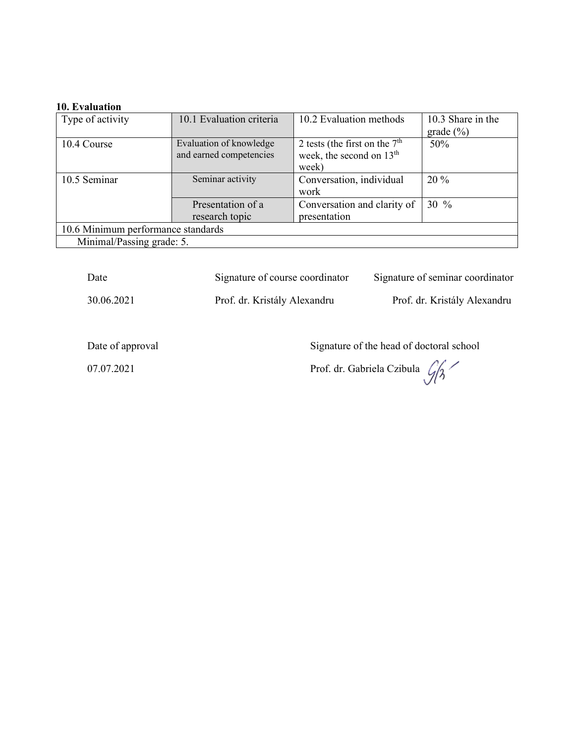**10. Evaluation**

| Type of activity | 10.1 Evaluation criteria | 10.2 Evaluation methods | 10.3 Share in the grade (%) |
|---|---|---|---|
| 10.4 Course | Evaluation of knowledge and earned competencies | 2 tests (the first on the 7th week, the second on 13th week) | 50% |
| 10.5 Seminar | Seminar activity | Conversation, individual work | 20 % |
| | Presentation of a research topic | Conversation and clarity of presentation | 30 % |
| 10.6 Minimum performance standards | | | |
| Minimal/Passing grade: 5. | | | |

| Date | Signature of course coordinator | Signature of seminar coordinator |
|---|---|---|
| 30.06.2021 | Prof. dr. Kristály Alexandru | Prof. dr. Kristály Alexandru |

| Date of approval | Signature of the head of doctoral school |
|---|---|
| 07.07.2021 | Prof. dr. Gabriela Czibula |